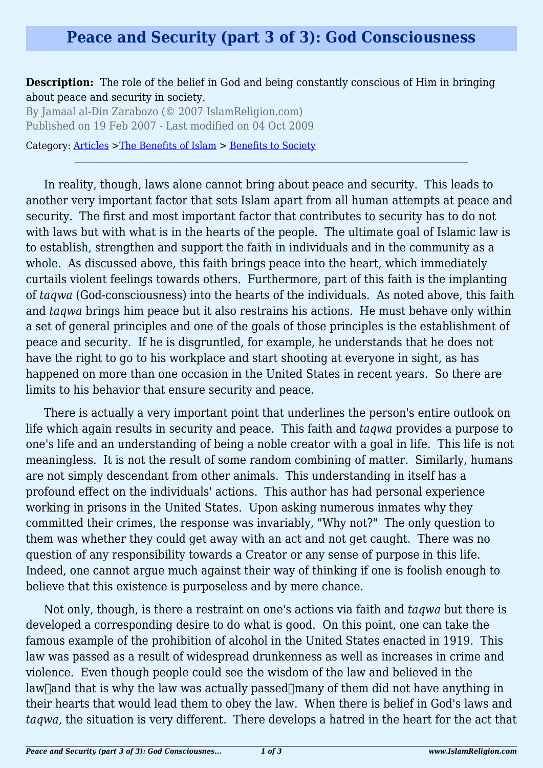# Peace and Security (part 3 of 3): God Consciousness

**Description:** The role of the belief in God and being constantly conscious of Him in bringing about peace and security in society.

By Jamaal al-Din Zarabozo (© 2007 IslamReligion.com)

Published on 19 Feb 2007 - Last modified on 04 Oct 2009

Category: Articles >The Benefits of Islam > Benefits to Society

---

In reality, though, laws alone cannot bring about peace and security. This leads to another very important factor that sets Islam apart from all human attempts at peace and security. The first and most important factor that contributes to security has to do not with laws but with what is in the hearts of the people. The ultimate goal of Islamic law is to establish, strengthen and support the faith in individuals and in the community as a whole. As discussed above, this faith brings peace into the heart, which immediately curtails violent feelings towards others. Furthermore, part of this faith is the implanting of *taqwa* (God-consciousness) into the hearts of the individuals. As noted above, this faith and *taqwa* brings him peace but it also restrains his actions. He must behave only within a set of general principles and one of the goals of those principles is the establishment of peace and security. If he is disgruntled, for example, he understands that he does not have the right to go to his workplace and start shooting at everyone in sight, as has happened on more than one occasion in the United States in recent years. So there are limits to his behavior that ensure security and peace.

There is actually a very important point that underlines the person's entire outlook on life which again results in security and peace. This faith and *taqwa* provides a purpose to one's life and an understanding of being a noble creator with a goal in life. This life is not meaningless. It is not the result of some random combining of matter. Similarly, humans are not simply descendant from other animals. This understanding in itself has a profound effect on the individuals' actions. This author has had personal experience working in prisons in the United States. Upon asking numerous inmates why they committed their crimes, the response was invariably, "Why not?" The only question to them was whether they could get away with an act and not get caught. There was no question of any responsibility towards a Creator or any sense of purpose in this life. Indeed, one cannot argue much against their way of thinking if one is foolish enough to believe that this existence is purposeless and by mere chance.

Not only, though, is there a restraint on one's actions via faith and *taqwa* but there is developed a corresponding desire to do what is good. On this point, one can take the famous example of the prohibition of alcohol in the United States enacted in 1919. This law was passed as a result of widespread drunkenness as well as increases in crime and violence. Even though people could see the wisdom of the law and believed in the law—and that is why the law was actually passed—many of them did not have anything in their hearts that would lead them to obey the law. When there is belief in God's laws and *taqwa,* the situation is very different. There develops a hatred in the heart for the act that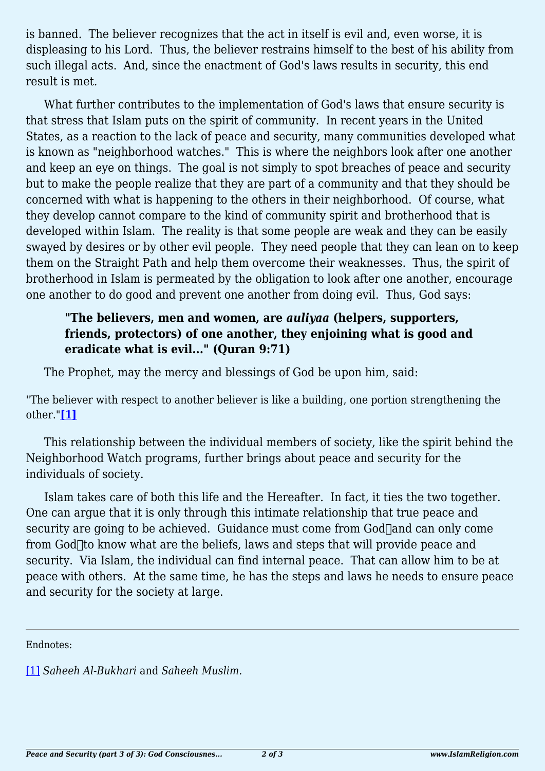is banned. The believer recognizes that the act in itself is evil and, even worse, it is displeasing to his Lord. Thus, the believer restrains himself to the best of his ability from such illegal acts. And, since the enactment of God's laws results in security, this end result is met.

What further contributes to the implementation of God's laws that ensure security is that stress that Islam puts on the spirit of community. In recent years in the United States, as a reaction to the lack of peace and security, many communities developed what is known as "neighborhood watches." This is where the neighbors look after one another and keep an eye on things. The goal is not simply to spot breaches of peace and security but to make the people realize that they are part of a community and that they should be concerned with what is happening to the others in their neighborhood. Of course, what they develop cannot compare to the kind of community spirit and brotherhood that is developed within Islam. The reality is that some people are weak and they can be easily swayed by desires or by other evil people. They need people that they can lean on to keep them on the Straight Path and help them overcome their weaknesses. Thus, the spirit of brotherhood in Islam is permeated by the obligation to look after one another, encourage one another to do good and prevent one another from doing evil. Thus, God says:

> **"The believers, men and women, are *auliyaa* (helpers, supporters, friends, protectors) of one another, they enjoining what is good and eradicate what is evil..." (Quran 9:71)**

The Prophet, may the mercy and blessings of God be upon him, said:

"The believer with respect to another believer is like a building, one portion strengthening the other."**[1]**

This relationship between the individual members of society, like the spirit behind the Neighborhood Watch programs, further brings about peace and security for the individuals of society.

Islam takes care of both this life and the Hereafter. In fact, it ties the two together. One can argue that it is only through this intimate relationship that true peace and security are going to be achieved. Guidance must come from God and can only come from God to know what are the beliefs, laws and steps that will provide peace and security. Via Islam, the individual can find internal peace. That can allow him to be at peace with others. At the same time, he has the steps and laws he needs to ensure peace and security for the society at large.

---

Endnotes:

[1] *Saheeh Al-Bukhari* and *Saheeh Muslim*.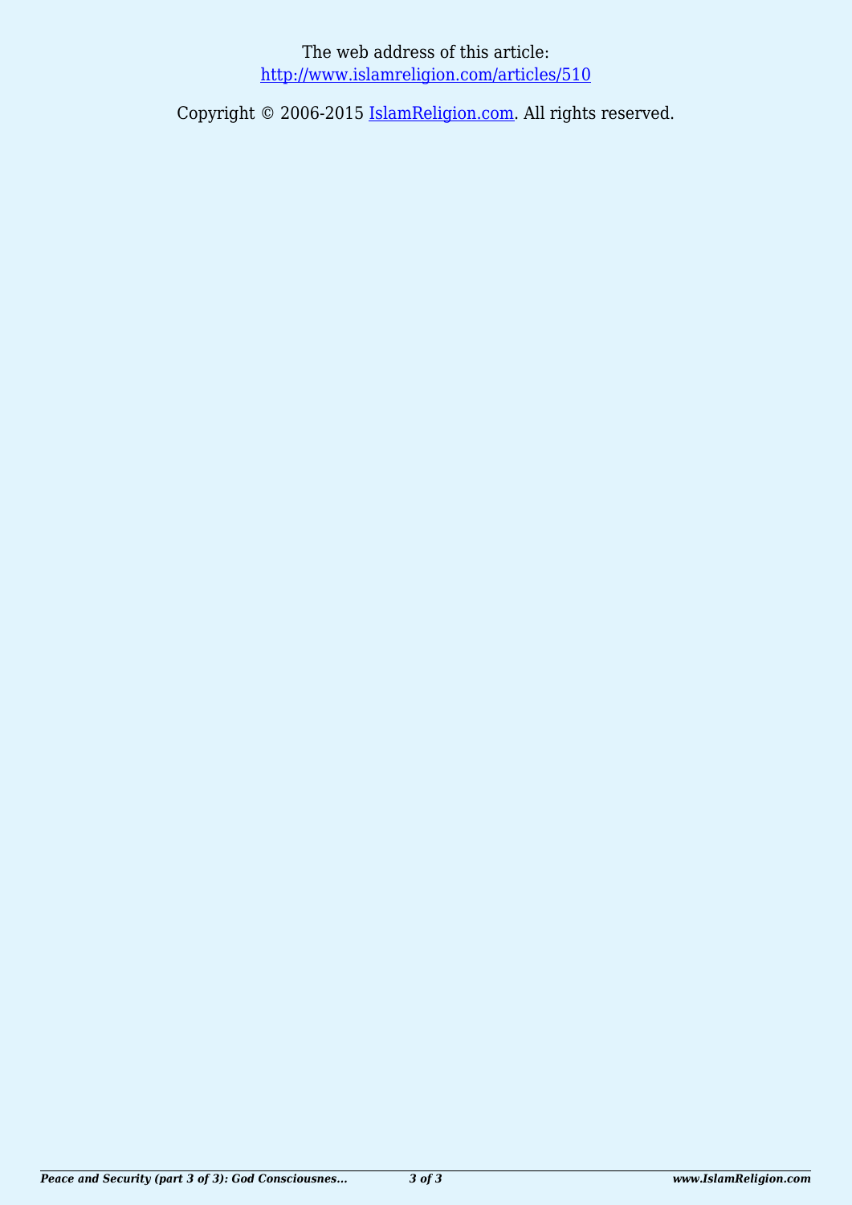The web address of this article:
[http://www.islamreligion.com/articles/510](http://www.islamreligion.com/articles/510)

Copyright © 2006-2015 [IslamReligion.com](http://www.islamreligion.com). All rights reserved.